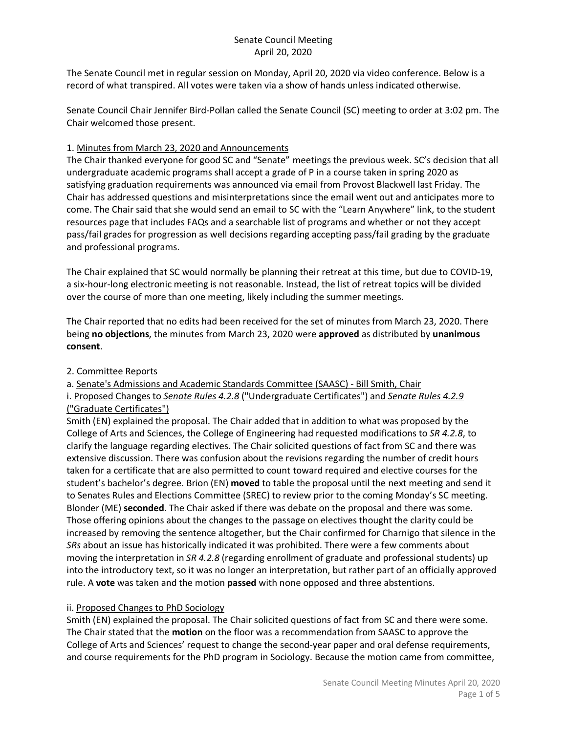Senate Council Meeting
April 20, 2020

The Senate Council met in regular session on Monday, April 20, 2020 via video conference. Below is a record of what transpired. All votes were taken via a show of hands unless indicated otherwise.

Senate Council Chair Jennifer Bird-Pollan called the Senate Council (SC) meeting to order at 3:02 pm. The Chair welcomed those present.

1. Minutes from March 23, 2020 and Announcements

The Chair thanked everyone for good SC and "Senate" meetings the previous week. SC's decision that all undergraduate academic programs shall accept a grade of P in a course taken in spring 2020 as satisfying graduation requirements was announced via email from Provost Blackwell last Friday. The Chair has addressed questions and misinterpretations since the email went out and anticipates more to come. The Chair said that she would send an email to SC with the "Learn Anywhere" link, to the student resources page that includes FAQs and a searchable list of programs and whether or not they accept pass/fail grades for progression as well decisions regarding accepting pass/fail grading by the graduate and professional programs.

The Chair explained that SC would normally be planning their retreat at this time, but due to COVID-19, a six-hour-long electronic meeting is not reasonable. Instead, the list of retreat topics will be divided over the course of more than one meeting, likely including the summer meetings.

The Chair reported that no edits had been received for the set of minutes from March 23, 2020. There being **no objections**, the minutes from March 23, 2020 were **approved** as distributed by **unanimous consent**.

2. Committee Reports

a. Senate's Admissions and Academic Standards Committee (SAASC) - Bill Smith, Chair

i. Proposed Changes to *Senate Rules 4.2.8* ("Undergraduate Certificates") and *Senate Rules 4.2.9* ("Graduate Certificates")

Smith (EN) explained the proposal. The Chair added that in addition to what was proposed by the College of Arts and Sciences, the College of Engineering had requested modifications to *SR 4.2.8*, to clarify the language regarding electives. The Chair solicited questions of fact from SC and there was extensive discussion. There was confusion about the revisions regarding the number of credit hours taken for a certificate that are also permitted to count toward required and elective courses for the student's bachelor's degree. Brion (EN) **moved** to table the proposal until the next meeting and send it to Senates Rules and Elections Committee (SREC) to review prior to the coming Monday's SC meeting. Blonder (ME) **seconded**. The Chair asked if there was debate on the proposal and there was some. Those offering opinions about the changes to the passage on electives thought the clarity could be increased by removing the sentence altogether, but the Chair confirmed for Charnigo that silence in the *SRs* about an issue has historically indicated it was prohibited. There were a few comments about moving the interpretation in *SR 4.2.8* (regarding enrollment of graduate and professional students) up into the introductory text, so it was no longer an interpretation, but rather part of an officially approved rule. A **vote** was taken and the motion **passed** with none opposed and three abstentions.

ii. Proposed Changes to PhD Sociology

Smith (EN) explained the proposal. The Chair solicited questions of fact from SC and there were some. The Chair stated that the **motion** on the floor was a recommendation from SAASC to approve the College of Arts and Sciences' request to change the second-year paper and oral defense requirements, and course requirements for the PhD program in Sociology. Because the motion came from committee,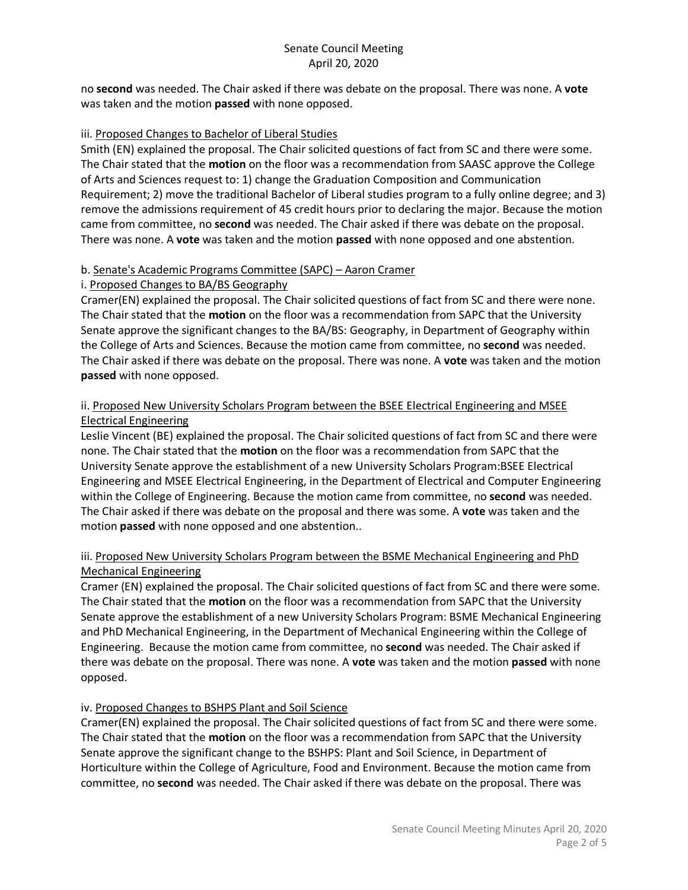no **second** was needed. The Chair asked if there was debate on the proposal. There was none. A **vote** was taken and the motion **passed** with none opposed.

iii. Proposed Changes to Bachelor of Liberal Studies

Smith (EN) explained the proposal. The Chair solicited questions of fact from SC and there were some. The Chair stated that the **motion** on the floor was a recommendation from SAASC approve the College of Arts and Sciences request to: 1) change the Graduation Composition and Communication Requirement; 2) move the traditional Bachelor of Liberal studies program to a fully online degree; and 3) remove the admissions requirement of 45 credit hours prior to declaring the major. Because the motion came from committee, no **second** was needed. The Chair asked if there was debate on the proposal. There was none. A **vote** was taken and the motion **passed** with none opposed and one abstention.

b. Senate's Academic Programs Committee (SAPC) – Aaron Cramer

i. Proposed Changes to BA/BS Geography

Cramer(EN) explained the proposal. The Chair solicited questions of fact from SC and there were none. The Chair stated that the **motion** on the floor was a recommendation from SAPC that the University Senate approve the significant changes to the BA/BS: Geography, in Department of Geography within the College of Arts and Sciences. Because the motion came from committee, no **second** was needed. The Chair asked if there was debate on the proposal. There was none. A **vote** was taken and the motion **passed** with none opposed.

ii. Proposed New University Scholars Program between the BSEE Electrical Engineering and MSEE Electrical Engineering

Leslie Vincent (BE) explained the proposal. The Chair solicited questions of fact from SC and there were none. The Chair stated that the **motion** on the floor was a recommendation from SAPC that the University Senate approve the establishment of a new University Scholars Program:BSEE Electrical Engineering and MSEE Electrical Engineering, in the Department of Electrical and Computer Engineering within the College of Engineering. Because the motion came from committee, no **second** was needed. The Chair asked if there was debate on the proposal and there was some. A **vote** was taken and the motion **passed** with none opposed and one abstention..

iii. Proposed New University Scholars Program between the BSME Mechanical Engineering and PhD Mechanical Engineering

Cramer (EN) explained the proposal. The Chair solicited questions of fact from SC and there were some. The Chair stated that the **motion** on the floor was a recommendation from SAPC that the University Senate approve the establishment of a new University Scholars Program: BSME Mechanical Engineering and PhD Mechanical Engineering, in the Department of Mechanical Engineering within the College of Engineering. Because the motion came from committee, no **second** was needed. The Chair asked if there was debate on the proposal. There was none. A **vote** was taken and the motion **passed** with none opposed.

iv. Proposed Changes to BSHPS Plant and Soil Science

Cramer(EN) explained the proposal. The Chair solicited questions of fact from SC and there were some. The Chair stated that the **motion** on the floor was a recommendation from SAPC that the University Senate approve the significant change to the BSHPS: Plant and Soil Science, in Department of Horticulture within the College of Agriculture, Food and Environment. Because the motion came from committee, no **second** was needed. The Chair asked if there was debate on the proposal. There was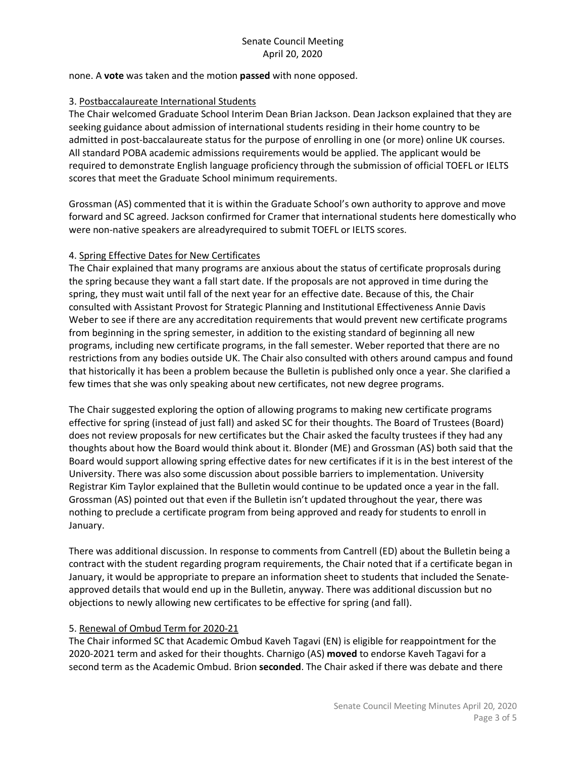none. A **vote** was taken and the motion **passed** with none opposed.

3. Postbaccalaureate International Students

The Chair welcomed Graduate School Interim Dean Brian Jackson. Dean Jackson explained that they are seeking guidance about admission of international students residing in their home country to be admitted in post-baccalaureate status for the purpose of enrolling in one (or more) online UK courses. All standard POBA academic admissions requirements would be applied. The applicant would be required to demonstrate English language proficiency through the submission of official TOEFL or IELTS scores that meet the Graduate School minimum requirements.

Grossman (AS) commented that it is within the Graduate School's own authority to approve and move forward and SC agreed. Jackson confirmed for Cramer that international students here domestically who were non-native speakers are alreadyrequired to submit TOEFL or IELTS scores.

4. Spring Effective Dates for New Certificates

The Chair explained that many programs are anxious about the status of certificate proprosals during the spring because they want a fall start date. If the proposals are not approved in time during the spring, they must wait until fall of the next year for an effective date. Because of this, the Chair consulted with Assistant Provost for Strategic Planning and Institutional Effectiveness Annie Davis Weber to see if there are any accreditation requirements that would prevent new certificate programs from beginning in the spring semester, in addition to the existing standard of beginning all new programs, including new certificate programs, in the fall semester. Weber reported that there are no restrictions from any bodies outside UK. The Chair also consulted with others around campus and found that historically it has been a problem because the Bulletin is published only once a year. She clarified a few times that she was only speaking about new certificates, not new degree programs.

The Chair suggested exploring the option of allowing programs to making new certificate programs effective for spring (instead of just fall) and asked SC for their thoughts. The Board of Trustees (Board) does not review proposals for new certificates but the Chair asked the faculty trustees if they had any thoughts about how the Board would think about it. Blonder (ME) and Grossman (AS) both said that the Board would support allowing spring effective dates for new certificates if it is in the best interest of the University. There was also some discussion about possible barriers to implementation. University Registrar Kim Taylor explained that the Bulletin would continue to be updated once a year in the fall. Grossman (AS) pointed out that even if the Bulletin isn't updated throughout the year, there was nothing to preclude a certificate program from being approved and ready for students to enroll in January.

There was additional discussion. In response to comments from Cantrell (ED) about the Bulletin being a contract with the student regarding program requirements, the Chair noted that if a certificate began in January, it would be appropriate to prepare an information sheet to students that included the Senate-approved details that would end up in the Bulletin, anyway. There was additional discussion but no objections to newly allowing new certificates to be effective for spring (and fall).

5. Renewal of Ombud Term for 2020-21

The Chair informed SC that Academic Ombud Kaveh Tagavi (EN) is eligible for reappointment for the 2020-2021 term and asked for their thoughts. Charnigo (AS) **moved** to endorse Kaveh Tagavi for a second term as the Academic Ombud. Brion **seconded**. The Chair asked if there was debate and there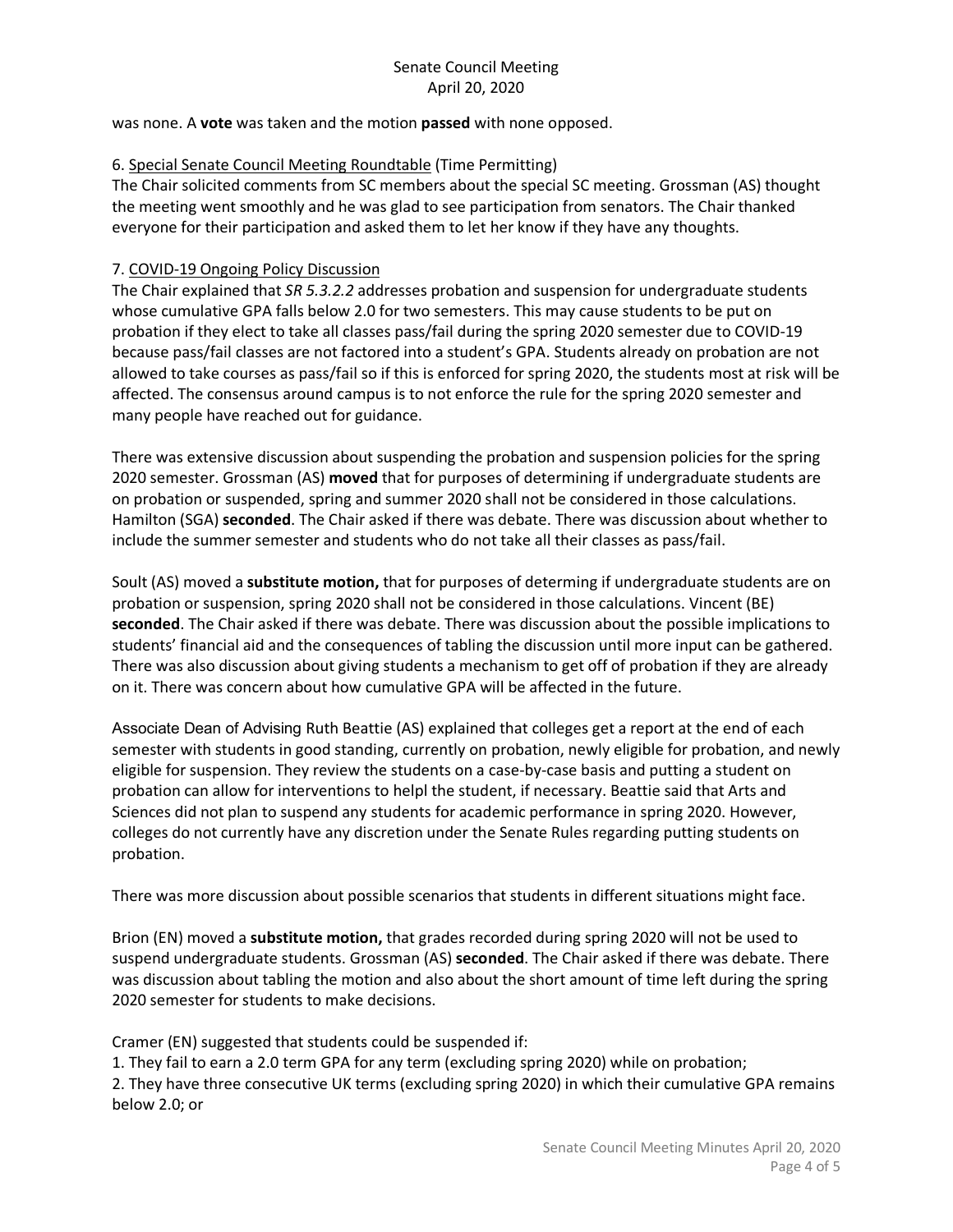was none. A **vote** was taken and the motion **passed** with none opposed.

6. Special Senate Council Meeting Roundtable (Time Permitting)
The Chair solicited comments from SC members about the special SC meeting. Grossman (AS) thought the meeting went smoothly and he was glad to see participation from senators. The Chair thanked everyone for their participation and asked them to let her know if they have any thoughts.

7. COVID-19 Ongoing Policy Discussion
The Chair explained that *SR 5.3.2.2* addresses probation and suspension for undergraduate students whose cumulative GPA falls below 2.0 for two semesters. This may cause students to be put on probation if they elect to take all classes pass/fail during the spring 2020 semester due to COVID-19 because pass/fail classes are not factored into a student's GPA. Students already on probation are not allowed to take courses as pass/fail so if this is enforced for spring 2020, the students most at risk will be affected. The consensus around campus is to not enforce the rule for the spring 2020 semester and many people have reached out for guidance.

There was extensive discussion about suspending the probation and suspension policies for the spring 2020 semester. Grossman (AS) **moved** that for purposes of determining if undergraduate students are on probation or suspended, spring and summer 2020 shall not be considered in those calculations. Hamilton (SGA) **seconded**. The Chair asked if there was debate. There was discussion about whether to include the summer semester and students who do not take all their classes as pass/fail.

Soult (AS) moved a **substitute motion,** that for purposes of determing if undergraduate students are on probation or suspension, spring 2020 shall not be considered in those calculations. Vincent (BE) **seconded**. The Chair asked if there was debate. There was discussion about the possible implications to students' financial aid and the consequences of tabling the discussion until more input can be gathered. There was also discussion about giving students a mechanism to get off of probation if they are already on it. There was concern about how cumulative GPA will be affected in the future.

Associate Dean of Advising Ruth Beattie (AS) explained that colleges get a report at the end of each semester with students in good standing, currently on probation, newly eligible for probation, and newly eligible for suspension. They review the students on a case-by-case basis and putting a student on probation can allow for interventions to helpl the student, if necessary. Beattie said that Arts and Sciences did not plan to suspend any students for academic performance in spring 2020. However, colleges do not currently have any discretion under the Senate Rules regarding putting students on probation.

There was more discussion about possible scenarios that students in different situations might face.

Brion (EN) moved a **substitute motion,** that grades recorded during spring 2020 will not be used to suspend undergraduate students. Grossman (AS) **seconded**. The Chair asked if there was debate. There was discussion about tabling the motion and also about the short amount of time left during the spring 2020 semester for students to make decisions.

Cramer (EN) suggested that students could be suspended if:
1. They fail to earn a 2.0 term GPA for any term (excluding spring 2020) while on probation;
2. They have three consecutive UK terms (excluding spring 2020) in which their cumulative GPA remains below 2.0; or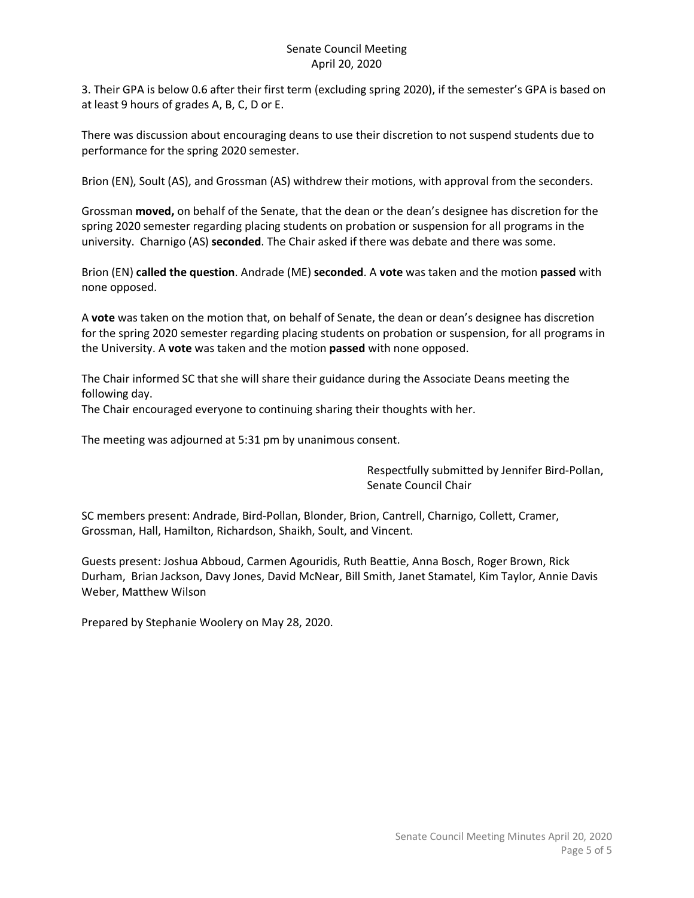3. Their GPA is below 0.6 after their first term (excluding spring 2020), if the semester's GPA is based on at least 9 hours of grades A, B, C, D or E.

There was discussion about encouraging deans to use their discretion to not suspend students due to performance for the spring 2020 semester.

Brion (EN), Soult (AS), and Grossman (AS) withdrew their motions, with approval from the seconders.

Grossman **moved,** on behalf of the Senate, that the dean or the dean's designee has discretion for the spring 2020 semester regarding placing students on probation or suspension for all programs in the university. Charnigo (AS) **seconded**. The Chair asked if there was debate and there was some.

Brion (EN) **called the question**. Andrade (ME) **seconded**. A **vote** was taken and the motion **passed** with none opposed.

A **vote** was taken on the motion that, on behalf of Senate, the dean or dean's designee has discretion for the spring 2020 semester regarding placing students on probation or suspension, for all programs in the University. A **vote** was taken and the motion **passed** with none opposed.

The Chair informed SC that she will share their guidance during the Associate Deans meeting the following day.
The Chair encouraged everyone to continuing sharing their thoughts with her.

The meeting was adjourned at 5:31 pm by unanimous consent.

Respectfully submitted by Jennifer Bird-Pollan,
Senate Council Chair

SC members present: Andrade, Bird-Pollan, Blonder, Brion, Cantrell, Charnigo, Collett, Cramer, Grossman, Hall, Hamilton, Richardson, Shaikh, Soult, and Vincent.

Guests present: Joshua Abboud, Carmen Agouridis, Ruth Beattie, Anna Bosch, Roger Brown, Rick Durham, Brian Jackson, Davy Jones, David McNear, Bill Smith, Janet Stamatel, Kim Taylor, Annie Davis Weber, Matthew Wilson

Prepared by Stephanie Woolery on May 28, 2020.